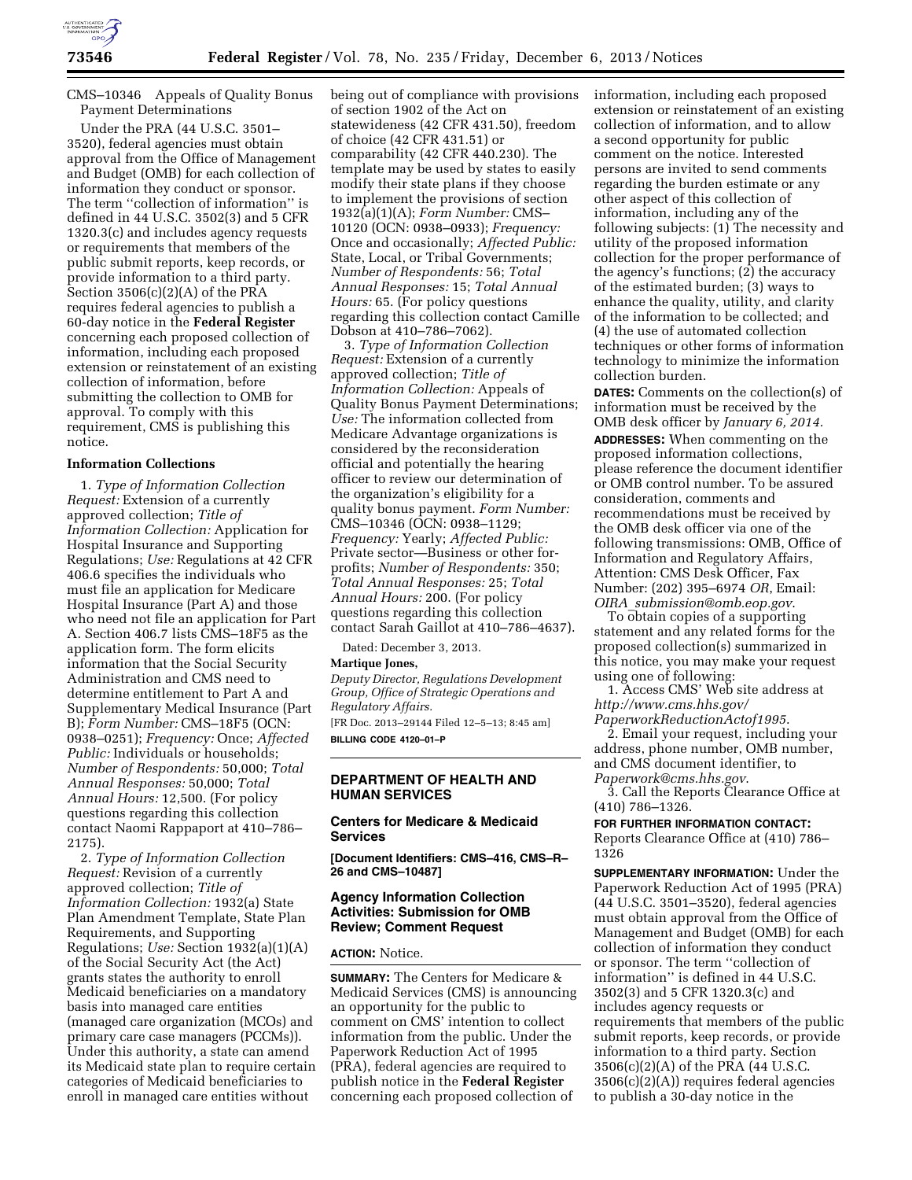CMS–10346 Appeals of Quality Bonus Payment Determinations

Under the PRA (44 U.S.C. 3501–3520), federal agencies must obtain approval from the Office of Management and Budget (OMB) for each collection of information they conduct or sponsor. The term ''collection of information'' is defined in 44 U.S.C. 3502(3) and 5 CFR 1320.3(c) and includes agency requests or requirements that members of the public submit reports, keep records, or provide information to a third party. Section 3506(c)(2)(A) of the PRA requires federal agencies to publish a 60-day notice in the **Federal Register** concerning each proposed collection of information, including each proposed extension or reinstatement of an existing collection of information, before submitting the collection to OMB for approval. To comply with this requirement, CMS is publishing this notice.

**Information Collections**

1. *Type of Information Collection Request:* Extension of a currently approved collection; *Title of Information Collection:* Application for Hospital Insurance and Supporting Regulations; *Use:* Regulations at 42 CFR 406.6 specifies the individuals who must file an application for Medicare Hospital Insurance (Part A) and those who need not file an application for Part A. Section 406.7 lists CMS–18F5 as the application form. The form elicits information that the Social Security Administration and CMS need to determine entitlement to Part A and Supplementary Medical Insurance (Part B); *Form Number:* CMS–18F5 (OCN: 0938–0251); *Frequency:* Once; *Affected Public:* Individuals or households; *Number of Respondents:* 50,000; *Total Annual Responses:* 50,000; *Total Annual Hours:* 12,500. (For policy questions regarding this collection contact Naomi Rappaport at 410–786–2175).

2. *Type of Information Collection Request:* Revision of a currently approved collection; *Title of Information Collection:* 1932(a) State Plan Amendment Template, State Plan Requirements, and Supporting Regulations; *Use:* Section 1932(a)(1)(A) of the Social Security Act (the Act) grants states the authority to enroll Medicaid beneficiaries on a mandatory basis into managed care entities (managed care organization (MCOs) and primary care case managers (PCCMs)). Under this authority, a state can amend its Medicaid state plan to require certain categories of Medicaid beneficiaries to enroll in managed care entities without being out of compliance with provisions of section 1902 of the Act on statewideness (42 CFR 431.50), freedom of choice (42 CFR 431.51) or comparability (42 CFR 440.230). The template may be used by states to easily modify their state plans if they choose to implement the provisions of section 1932(a)(1)(A); *Form Number:* CMS–10120 (OCN: 0938–0933); *Frequency:* Once and occasionally; *Affected Public:* State, Local, or Tribal Governments; *Number of Respondents:* 56; *Total Annual Responses:* 15; *Total Annual Hours:* 65. (For policy questions regarding this collection contact Camille Dobson at 410–786–7062).

3. *Type of Information Collection Request:* Extension of a currently approved collection; *Title of Information Collection:* Appeals of Quality Bonus Payment Determinations; *Use:* The information collected from Medicare Advantage organizations is considered by the reconsideration official and potentially the hearing officer to review our determination of the organization's eligibility for a quality bonus payment. *Form Number:* CMS–10346 (OCN: 0938–1129; *Frequency:* Yearly; *Affected Public:* Private sector—Business or other for-profits; *Number of Respondents:* 350; *Total Annual Responses:* 25; *Total Annual Hours:* 200. (For policy questions regarding this collection contact Sarah Gaillot at 410–786–4637).

Dated: December 3, 2013.

**Martique Jones,**

*Deputy Director, Regulations Development Group, Office of Strategic Operations and Regulatory Affairs.*

[FR Doc. 2013–29144 Filed 12–5–13; 8:45 am]

**BILLING CODE 4120–01–P**

## DEPARTMENT OF HEALTH AND HUMAN SERVICES

### Centers for Medicare & Medicaid Services

**[Document Identifiers: CMS–416, CMS–R–26 and CMS–10487]**

### Agency Information Collection Activities: Submission for OMB Review; Comment Request

**ACTION:** Notice.

**SUMMARY:** The Centers for Medicare & Medicaid Services (CMS) is announcing an opportunity for the public to comment on CMS' intention to collect information from the public. Under the Paperwork Reduction Act of 1995 (PRA), federal agencies are required to publish notice in the **Federal Register** concerning each proposed collection of information, including each proposed extension or reinstatement of an existing collection of information, and to allow a second opportunity for public comment on the notice. Interested persons are invited to send comments regarding the burden estimate or any other aspect of this collection of information, including any of the following subjects: (1) The necessity and utility of the proposed information collection for the proper performance of the agency's functions; (2) the accuracy of the estimated burden; (3) ways to enhance the quality, utility, and clarity of the information to be collected; and (4) the use of automated collection techniques or other forms of information technology to minimize the information collection burden.

**DATES:** Comments on the collection(s) of information must be received by the OMB desk officer by *January 6, 2014.*

**ADDRESSES:** When commenting on the proposed information collections, please reference the document identifier or OMB control number. To be assured consideration, comments and recommendations must be received by the OMB desk officer via one of the following transmissions: OMB, Office of Information and Regulatory Affairs, Attention: CMS Desk Officer, Fax Number: (202) 395–6974 *OR*, Email: *OIRA_submission@omb.eop.gov*.

To obtain copies of a supporting statement and any related forms for the proposed collection(s) summarized in this notice, you may make your request using one of following:

1. Access CMS' Web site address at *http://www.cms.hhs.gov/PaperworkReductionActof1995*.

2. Email your request, including your address, phone number, OMB number, and CMS document identifier, to *Paperwork@cms.hhs.gov*.

3. Call the Reports Clearance Office at (410) 786–1326.

**FOR FURTHER INFORMATION CONTACT:** Reports Clearance Office at (410) 786–1326

**SUPPLEMENTARY INFORMATION:** Under the Paperwork Reduction Act of 1995 (PRA) (44 U.S.C. 3501–3520), federal agencies must obtain approval from the Office of Management and Budget (OMB) for each collection of information they conduct or sponsor. The term ''collection of information'' is defined in 44 U.S.C. 3502(3) and 5 CFR 1320.3(c) and includes agency requests or requirements that members of the public submit reports, keep records, or provide information to a third party. Section 3506(c)(2)(A) of the PRA (44 U.S.C. 3506(c)(2)(A)) requires federal agencies to publish a 30-day notice in the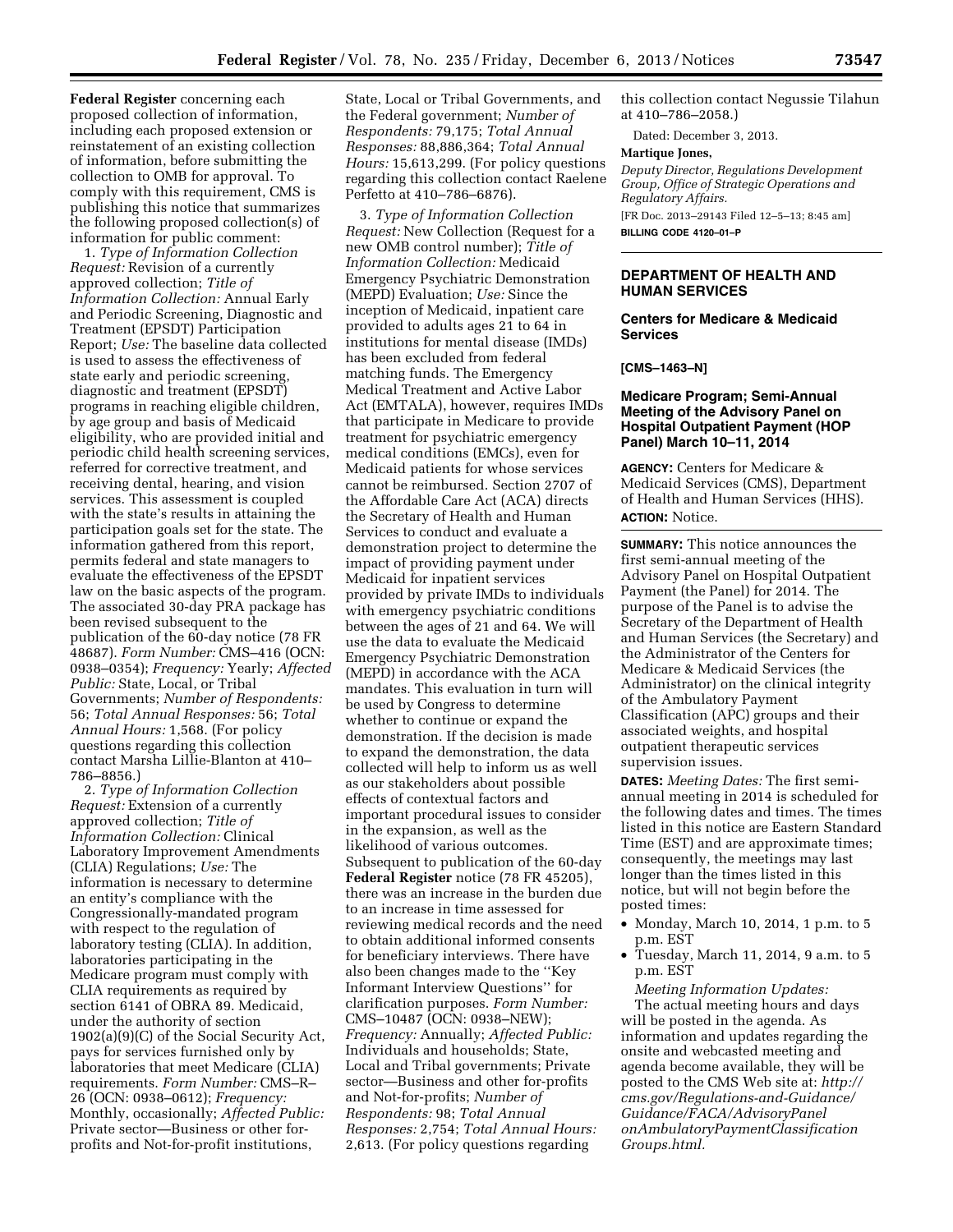**Federal Register** concerning each proposed collection of information, including each proposed extension or reinstatement of an existing collection of information, before submitting the collection to OMB for approval. To comply with this requirement, CMS is publishing this notice that summarizes the following proposed collection(s) of information for public comment:

1. *Type of Information Collection Request:* Revision of a currently approved collection; *Title of Information Collection:* Annual Early and Periodic Screening, Diagnostic and Treatment (EPSDT) Participation Report; *Use:* The baseline data collected is used to assess the effectiveness of state early and periodic screening, diagnostic and treatment (EPSDT) programs in reaching eligible children, by age group and basis of Medicaid eligibility, who are provided initial and periodic child health screening services, referred for corrective treatment, and receiving dental, hearing, and vision services. This assessment is coupled with the state's results in attaining the participation goals set for the state. The information gathered from this report, permits federal and state managers to evaluate the effectiveness of the EPSDT law on the basic aspects of the program. The associated 30-day PRA package has been revised subsequent to the publication of the 60-day notice (78 FR 48687). *Form Number:* CMS–416 (OCN: 0938–0354); *Frequency:* Yearly; *Affected Public:* State, Local, or Tribal Governments; *Number of Respondents:* 56; *Total Annual Responses:* 56; *Total Annual Hours:* 1,568. (For policy questions regarding this collection contact Marsha Lillie-Blanton at 410–786–8856.)

2. *Type of Information Collection Request:* Extension of a currently approved collection; *Title of Information Collection:* Clinical Laboratory Improvement Amendments (CLIA) Regulations; *Use:* The information is necessary to determine an entity's compliance with the Congressionally-mandated program with respect to the regulation of laboratory testing (CLIA). In addition, laboratories participating in the Medicare program must comply with CLIA requirements as required by section 6141 of OBRA 89. Medicaid, under the authority of section 1902(a)(9)(C) of the Social Security Act, pays for services furnished only by laboratories that meet Medicare (CLIA) requirements. *Form Number:* CMS–R–26 (OCN: 0938–0612); *Frequency:* Monthly, occasionally; *Affected Public:* Private sector—Business or other for-profits and Not-for-profit institutions, State, Local or Tribal Governments, and the Federal government; *Number of Respondents:* 79,175; *Total Annual Responses:* 88,886,364; *Total Annual Hours:* 15,613,299. (For policy questions regarding this collection contact Raelene Perfetto at 410–786–6876).

3. *Type of Information Collection Request:* New Collection (Request for a new OMB control number); *Title of Information Collection:* Medicaid Emergency Psychiatric Demonstration (MEPD) Evaluation; *Use:* Since the inception of Medicaid, inpatient care provided to adults ages 21 to 64 in institutions for mental disease (IMDs) has been excluded from federal matching funds. The Emergency Medical Treatment and Active Labor Act (EMTALA), however, requires IMDs that participate in Medicare to provide treatment for psychiatric emergency medical conditions (EMCs), even for Medicaid patients for whose services cannot be reimbursed. Section 2707 of the Affordable Care Act (ACA) directs the Secretary of Health and Human Services to conduct and evaluate a demonstration project to determine the impact of providing payment under Medicaid for inpatient services provided by private IMDs to individuals with emergency psychiatric conditions between the ages of 21 and 64. We will use the data to evaluate the Medicaid Emergency Psychiatric Demonstration (MEPD) in accordance with the ACA mandates. This evaluation in turn will be used by Congress to determine whether to continue or expand the demonstration. If the decision is made to expand the demonstration, the data collected will help to inform us as well as our stakeholders about possible effects of contextual factors and important procedural issues to consider in the expansion, as well as the likelihood of various outcomes. Subsequent to publication of the 60-day **Federal Register** notice (78 FR 45205), there was an increase in the burden due to an increase in time assessed for reviewing medical records and the need to obtain additional informed consents for beneficiary interviews. There have also been changes made to the ''Key Informant Interview Questions'' for clarification purposes. *Form Number:* CMS–10487 (OCN: 0938–NEW); *Frequency:* Annually; *Affected Public:* Individuals and households; State, Local and Tribal governments; Private sector—Business and other for-profits and Not-for-profits; *Number of Respondents:* 98; *Total Annual Responses:* 2,754; *Total Annual Hours:* 2,613. (For policy questions regarding this collection contact Negussie Tilahun at 410–786–2058.)

Dated: December 3, 2013.

**Martique Jones,**

*Deputy Director, Regulations Development Group, Office of Strategic Operations and Regulatory Affairs.*

[FR Doc. 2013–29143 Filed 12–5–13; 8:45 am]

**BILLING CODE 4120–01–P**

## DEPARTMENT OF HEALTH AND HUMAN SERVICES

## Centers for Medicare & Medicaid Services

**[CMS–1463–N]**

## Medicare Program; Semi-Annual Meeting of the Advisory Panel on Hospital Outpatient Payment (HOP Panel) March 10–11, 2014

**AGENCY:** Centers for Medicare & Medicaid Services (CMS), Department of Health and Human Services (HHS).

**ACTION:** Notice.

**SUMMARY:** This notice announces the first semi-annual meeting of the Advisory Panel on Hospital Outpatient Payment (the Panel) for 2014. The purpose of the Panel is to advise the Secretary of the Department of Health and Human Services (the Secretary) and the Administrator of the Centers for Medicare & Medicaid Services (the Administrator) on the clinical integrity of the Ambulatory Payment Classification (APC) groups and their associated weights, and hospital outpatient therapeutic services supervision issues.

**DATES:** *Meeting Dates:* The first semi-annual meeting in 2014 is scheduled for the following dates and times. The times listed in this notice are Eastern Standard Time (EST) and are approximate times; consequently, the meetings may last longer than the times listed in this notice, but will not begin before the posted times:

- Monday, March 10, 2014, 1 p.m. to 5 p.m. EST
- Tuesday, March 11, 2014, 9 a.m. to 5 p.m. EST

*Meeting Information Updates:*

The actual meeting hours and days will be posted in the agenda. As information and updates regarding the onsite and webcasted meeting and agenda become available, they will be posted to the CMS Web site at: *http://cms.gov/Regulations-and-Guidance/Guidance/FACA/AdvisoryPanelonAmbulatoryPaymentClassificationGroups.html.*